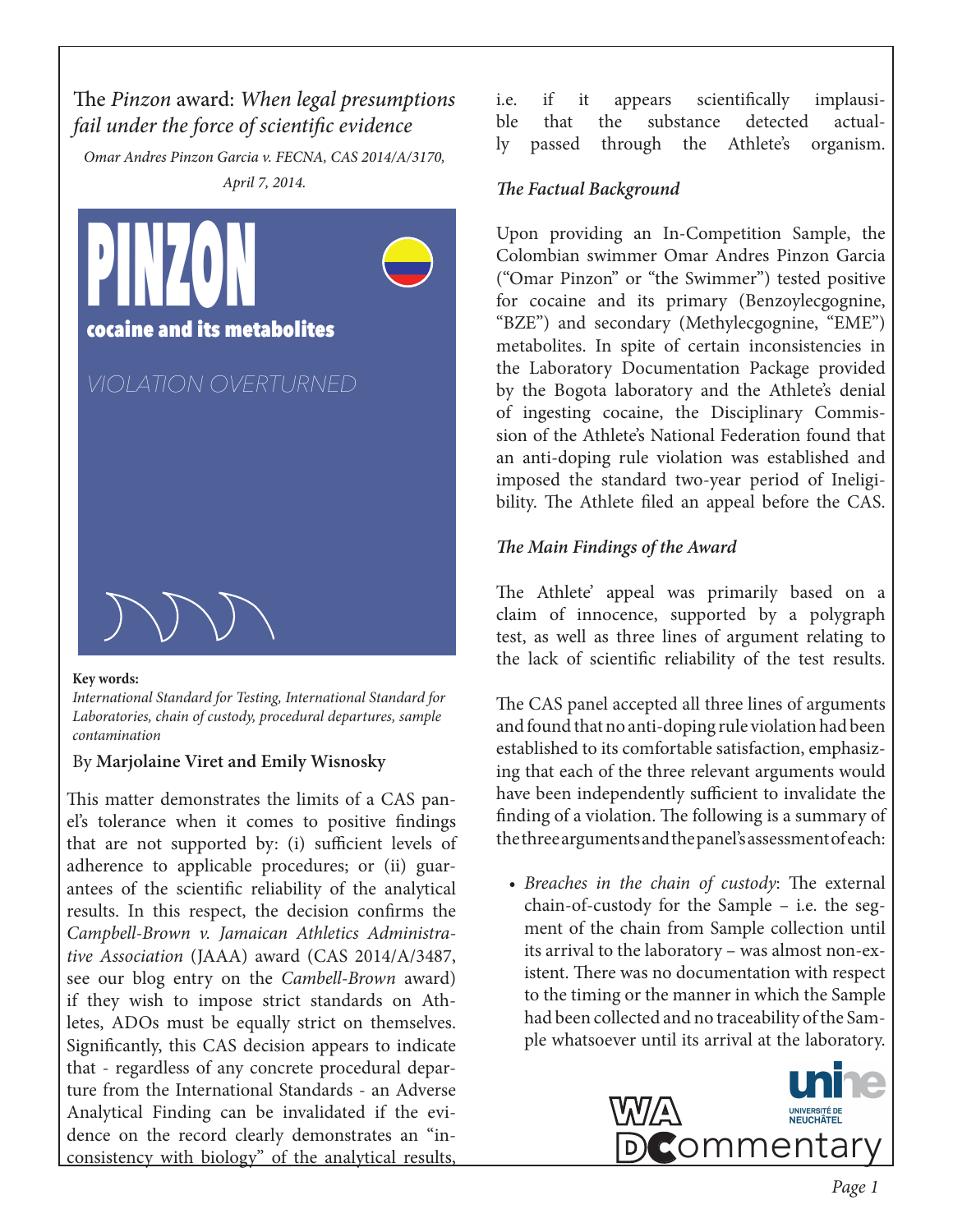# The *Pinzon* award: *When legal presumptions fail under the force of scientific evidence*

*Omar Andres Pinzon Garcia v. FECNA, CAS 2014/A/3170, April 7, 2014.*

**PINZON**

**cocaine and its metabolites**

VIOLATION OVERTURNED

**Key words:**
*International Standard for Testing, International Standard for Laboratories, chain of custody, procedural departures, sample contamination*

By **Marjolaine Viret and Emily Wisnosky**

This matter demonstrates the limits of a CAS panel's tolerance when it comes to positive findings that are not supported by: (i) sufficient levels of adherence to applicable procedures; or (ii) guarantees of the scientific reliability of the analytical results. In this respect, the decision confirms the *Campbell-Brown v. Jamaican Athletics Administrative Association* (JAAA) award (CAS 2014/A/3487, see our blog entry on the *Cambell-Brown* award) if they wish to impose strict standards on Athletes, ADOs must be equally strict on themselves. Significantly, this CAS decision appears to indicate that - regardless of any concrete procedural departure from the International Standards - an Adverse Analytical Finding can be invalidated if the evidence on the record clearly demonstrates an "inconsistency with biology" of the analytical results, i.e. if it appears scientifically implausible that the substance detected actually passed through the Athlete's organism.

### *The Factual Background*

Upon providing an In-Competition Sample, the Colombian swimmer Omar Andres Pinzon Garcia ("Omar Pinzon" or "the Swimmer") tested positive for cocaine and its primary (Benzoylecgognine, "BZE") and secondary (Methylecgognine, "EME") metabolites. In spite of certain inconsistencies in the Laboratory Documentation Package provided by the Bogota laboratory and the Athlete's denial of ingesting cocaine, the Disciplinary Commission of the Athlete's National Federation found that an anti-doping rule violation was established and imposed the standard two-year period of Ineligibility. The Athlete filed an appeal before the CAS.

### *The Main Findings of the Award*

The Athlete' appeal was primarily based on a claim of innocence, supported by a polygraph test, as well as three lines of argument relating to the lack of scientific reliability of the test results.

The CAS panel accepted all three lines of arguments and found that no anti-doping rule violation had been established to its comfortable satisfaction, emphasizing that each of the three relevant arguments would have been independently sufficient to invalidate the finding of a violation. The following is a summary of the three arguments and the panel's assessment of each:

- *Breaches in the chain of custody*: The external chain-of-custody for the Sample – i.e. the segment of the chain from Sample collection until its arrival to the laboratory – was almost non-existent. There was no documentation with respect to the timing or the manner in which the Sample had been collected and no traceability of the Sample whatsoever until its arrival at the laboratory.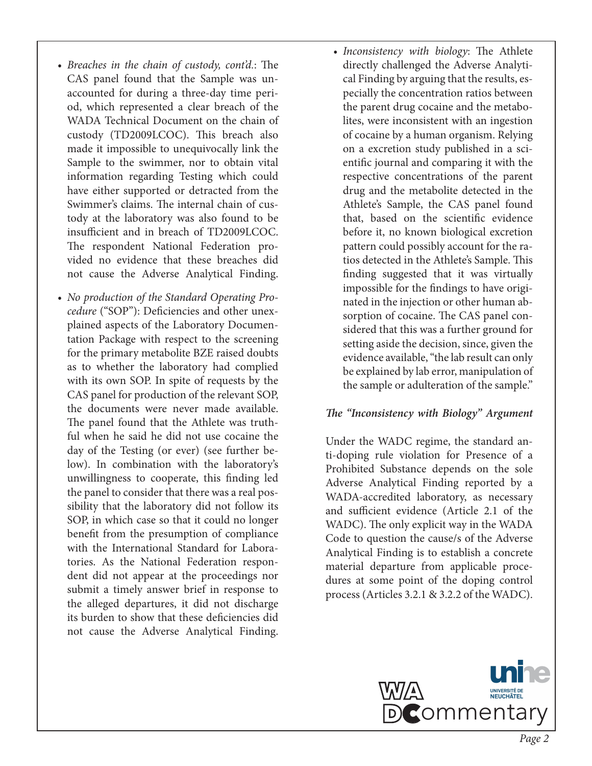- *Breaches in the chain of custody, cont'd.*: The CAS panel found that the Sample was unaccounted for during a three-day time period, which represented a clear breach of the WADA Technical Document on the chain of custody (TD2009LCOC). This breach also made it impossible to unequivocally link the Sample to the swimmer, nor to obtain vital information regarding Testing which could have either supported or detracted from the Swimmer's claims. The internal chain of custody at the laboratory was also found to be insufficient and in breach of TD2009LCOC. The respondent National Federation provided no evidence that these breaches did not cause the Adverse Analytical Finding.

- *No production of the Standard Operating Procedure* ("SOP"): Deficiencies and other unexplained aspects of the Laboratory Documentation Package with respect to the screening for the primary metabolite BZE raised doubts as to whether the laboratory had complied with its own SOP. In spite of requests by the CAS panel for production of the relevant SOP, the documents were never made available. The panel found that the Athlete was truthful when he said he did not use cocaine the day of the Testing (or ever) (see further below). In combination with the laboratory's unwillingness to cooperate, this finding led the panel to consider that there was a real possibility that the laboratory did not follow its SOP, in which case so that it could no longer benefit from the presumption of compliance with the International Standard for Laboratories. As the National Federation respondent did not appear at the proceedings nor submit a timely answer brief in response to the alleged departures, it did not discharge its burden to show that these deficiencies did not cause the Adverse Analytical Finding.

- *Inconsistency with biology*: The Athlete directly challenged the Adverse Analytical Finding by arguing that the results, especially the concentration ratios between the parent drug cocaine and the metabolites, were inconsistent with an ingestion of cocaine by a human organism. Relying on a excretion study published in a scientific journal and comparing it with the respective concentrations of the parent drug and the metabolite detected in the Athlete's Sample, the CAS panel found that, based on the scientific evidence before it, no known biological excretion pattern could possibly account for the ratios detected in the Athlete's Sample. This finding suggested that it was virtually impossible for the findings to have originated in the injection or other human absorption of cocaine. The CAS panel considered that this was a further ground for setting aside the decision, since, given the evidence available, "the lab result can only be explained by lab error, manipulation of the sample or adulteration of the sample."

### *The "Inconsistency with Biology" Argument*

Under the WADC regime, the standard anti-doping rule violation for Presence of a Prohibited Substance depends on the sole Adverse Analytical Finding reported by a WADA-accredited laboratory, as necessary and sufficient evidence (Article 2.1 of the WADC). The only explicit way in the WADA Code to question the cause/s of the Adverse Analytical Finding is to establish a concrete material departure from applicable procedures at some point of the doping control process (Articles 3.2.1 & 3.2.2 of the WADC).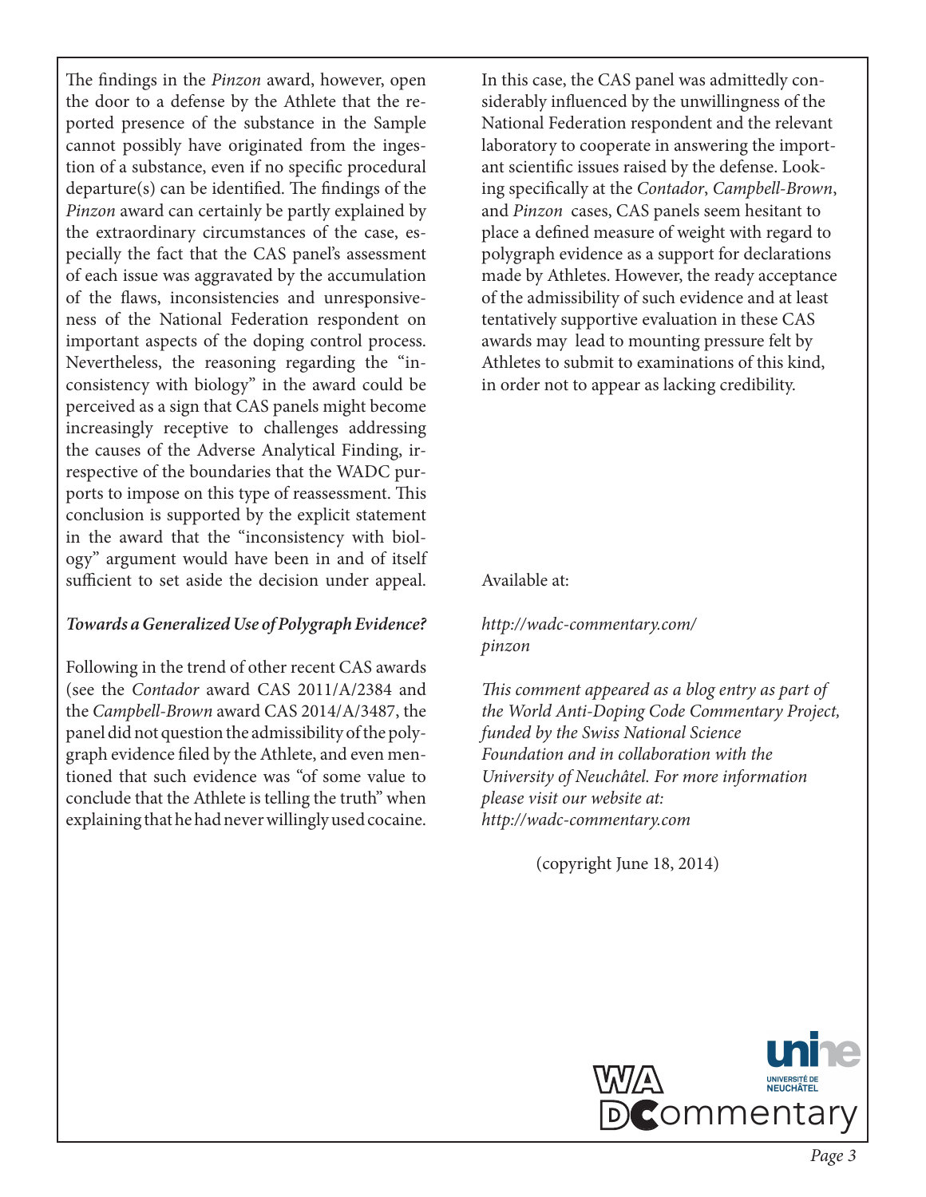The findings in the *Pinzon* award, however, open the door to a defense by the Athlete that the reported presence of the substance in the Sample cannot possibly have originated from the ingestion of a substance, even if no specific procedural departure(s) can be identified. The findings of the *Pinzon* award can certainly be partly explained by the extraordinary circumstances of the case, especially the fact that the CAS panel's assessment of each issue was aggravated by the accumulation of the flaws, inconsistencies and unresponsiveness of the National Federation respondent on important aspects of the doping control process. Nevertheless, the reasoning regarding the "inconsistency with biology" in the award could be perceived as a sign that CAS panels might become increasingly receptive to challenges addressing the causes of the Adverse Analytical Finding, irrespective of the boundaries that the WADC purports to impose on this type of reassessment. This conclusion is supported by the explicit statement in the award that the "inconsistency with biology" argument would have been in and of itself sufficient to set aside the decision under appeal.

### *Towards a Generalized Use of Polygraph Evidence?*

Following in the trend of other recent CAS awards (see the *Contador* award CAS 2011/A/2384 and the *Campbell-Brown* award CAS 2014/A/3487, the panel did not question the admissibility of the polygraph evidence filed by the Athlete, and even mentioned that such evidence was "of some value to conclude that the Athlete is telling the truth" when explaining that he had never willingly used cocaine. In this case, the CAS panel was admittedly considerably influenced by the unwillingness of the National Federation respondent and the relevant laboratory to cooperate in answering the important scientific issues raised by the defense. Looking specifically at the *Contador*, *Campbell-Brown*, and *Pinzon* cases, CAS panels seem hesitant to place a defined measure of weight with regard to polygraph evidence as a support for declarations made by Athletes. However, the ready acceptance of the admissibility of such evidence and at least tentatively supportive evaluation in these CAS awards may lead to mounting pressure felt by Athletes to submit to examinations of this kind, in order not to appear as lacking credibility.

Available at:

*http://wadc-commentary.com/pinzon*

*This comment appeared as a blog entry as part of the World Anti-Doping Code Commentary Project, funded by the Swiss National Science Foundation and in collaboration with the University of Neuchâtel. For more information please visit our website at: http://wadc-commentary.com*

(copyright June 18, 2014)